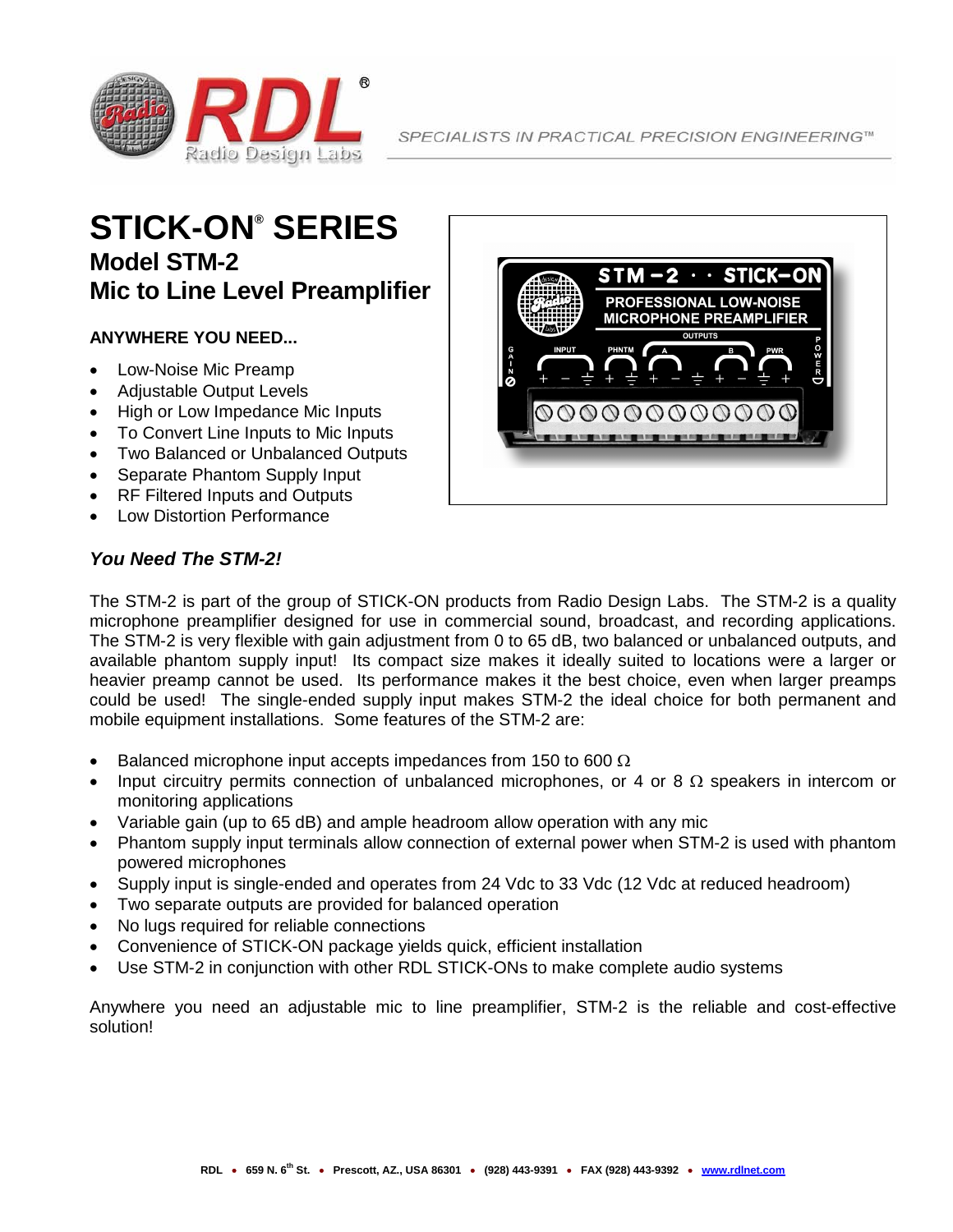SPECIALISTS IN PRACTICAL PRECISION ENGINEERING™

# STICK-ON® SERIES
## Model STM-2
## Mic to Line Level Preamplifier

**ANYWHERE YOU NEED...**

- Low-Noise Mic Preamp
- Adjustable Output Levels
- High or Low Impedance Mic Inputs
- To Convert Line Inputs to Mic Inputs
- Two Balanced or Unbalanced Outputs
- Separate Phantom Supply Input
- RF Filtered Inputs and Outputs
- Low Distortion Performance

***You Need The STM-2!***

The STM-2 is part of the group of STICK-ON products from Radio Design Labs. The STM-2 is a quality microphone preamplifier designed for use in commercial sound, broadcast, and recording applications. The STM-2 is very flexible with gain adjustment from 0 to 65 dB, two balanced or unbalanced outputs, and available phantom supply input! Its compact size makes it ideally suited to locations were a larger or heavier preamp cannot be used. Its performance makes it the best choice, even when larger preamps could be used! The single-ended supply input makes STM-2 the ideal choice for both permanent and mobile equipment installations. Some features of the STM-2 are:

- Balanced microphone input accepts impedances from 150 to 600 Ω
- Input circuitry permits connection of unbalanced microphones, or 4 or 8 Ω speakers in intercom or monitoring applications
- Variable gain (up to 65 dB) and ample headroom allow operation with any mic
- Phantom supply input terminals allow connection of external power when STM-2 is used with phantom powered microphones
- Supply input is single-ended and operates from 24 Vdc to 33 Vdc (12 Vdc at reduced headroom)
- Two separate outputs are provided for balanced operation
- No lugs required for reliable connections
- Convenience of STICK-ON package yields quick, efficient installation
- Use STM-2 in conjunction with other RDL STICK-ONs to make complete audio systems

Anywhere you need an adjustable mic to line preamplifier, STM-2 is the reliable and cost-effective solution!

RDL • 659 N. 6th St. • Prescott, AZ., USA 86301 • (928) 443-9391 • FAX (928) 443-9392 • www.rdlnet.com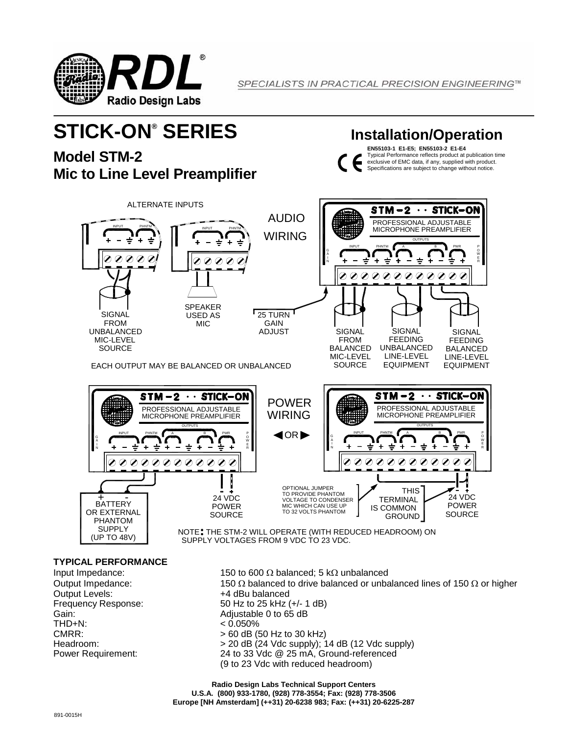SPECIALISTS IN PRACTICAL PRECISION ENGINEERING™

# STICK-ON® SERIES

# Installation/Operation

## Model STM-2
## Mic to Line Level Preamplifier

**EN55103-1 E1-E5; EN55103-2 E1-E4**
Typical Performance reflects product at publication time exclusive of EMC data, if any, supplied with product. Specifications are subject to change without notice.

AUDIO WIRING

ALTERNATE INPUTS

SIGNAL FROM UNBALANCED MIC-LEVEL SOURCE

SPEAKER USED AS MIC

25 TURN GAIN ADJUST

SIGNAL FROM BALANCED MIC-LEVEL SOURCE

SIGNAL FEEDING UNBALANCED LINE-LEVEL EQUIPMENT

SIGNAL FEEDING BALANCED LINE-LEVEL EQUIPMENT

EACH OUTPUT MAY BE BALANCED OR UNBALANCED

POWER WIRING

◀OR▶

BATTERY OR EXTERNAL PHANTOM SUPPLY (UP TO 48V)

24 VDC POWER SOURCE

OPTIONAL JUMPER TO PROVIDE PHANTOM VOLTAGE TO CONDENSER MIC WHICH CAN USE UP TO 32 VOLTS PHANTOM

THIS TERMINAL IS COMMON GROUND

24 VDC POWER SOURCE

NOTE: THE STM-2 WILL OPERATE (WITH REDUCED HEADROOM) ON SUPPLY VOLTAGES FROM 9 VDC TO 23 VDC.

### TYPICAL PERFORMANCE

| | |
|---|---|
| Input Impedance: | 150 to 600 Ω balanced; 5 kΩ unbalanced |
| Output Impedance: | 150 Ω balanced to drive balanced or unbalanced lines of 150 Ω or higher |
| Output Levels: | +4 dBu balanced |
| Frequency Response: | 50 Hz to 25 kHz (+/- 1 dB) |
| Gain: | Adjustable 0 to 65 dB |
| THD+N: | < 0.050% |
| CMRR: | > 60 dB (50 Hz to 30 kHz) |
| Headroom: | > 20 dB (24 Vdc supply); 14 dB (12 Vdc supply) |
| Power Requirement: | 24 to 33 Vdc @ 25 mA, Ground-referenced (9 to 23 Vdc with reduced headroom) |

**Radio Design Labs Technical Support Centers**
**U.S.A. (800) 933-1780, (928) 778-3554; Fax: (928) 778-3506**
**Europe [NH Amsterdam] (++31) 20-6238 983; Fax: (++31) 20-6225-287**

891-0015H